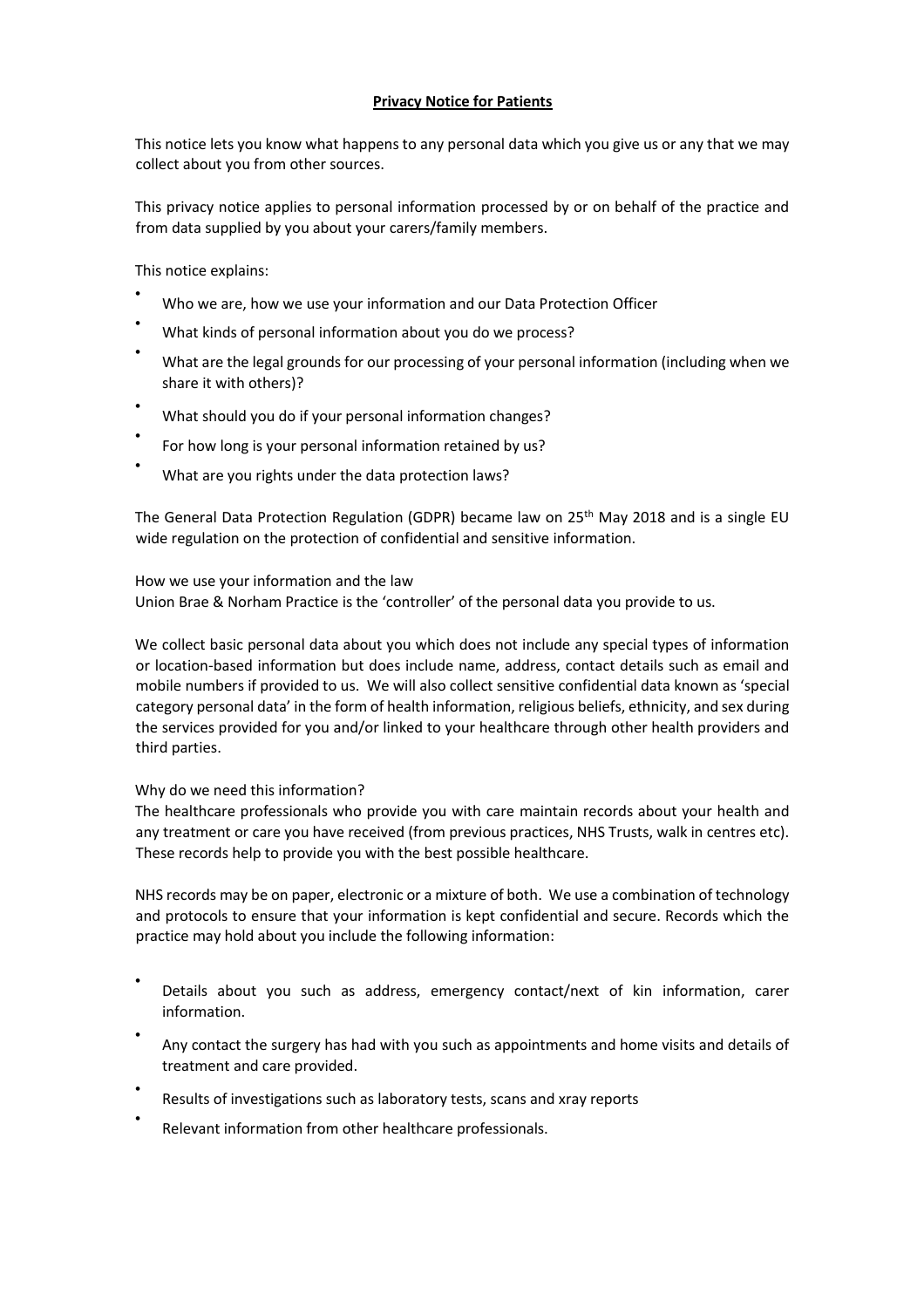## Privacy Notice for Patients

This notice lets you know what happens to any personal data which you give us or any that we may collect about you from other sources.

This privacy notice applies to personal information processed by or on behalf of the practice and from data supplied by you about your carers/family members.

This notice explains:

- Who we are, how we use your information and our Data Protection Officer
- What kinds of personal information about you do we process?
- What are the legal grounds for our processing of your personal information (including when we share it with others)?
- What should you do if your personal information changes?
- For how long is your personal information retained by us?
- What are you rights under the data protection laws?

The General Data Protection Regulation (GDPR) became law on 25th May 2018 and is a single EU wide regulation on the protection of confidential and sensitive information.

How we use your information and the law
Union Brae & Norham Practice is the 'controller' of the personal data you provide to us.

We collect basic personal data about you which does not include any special types of information or location-based information but does include name, address, contact details such as email and mobile numbers if provided to us. We will also collect sensitive confidential data known as 'special category personal data' in the form of health information, religious beliefs, ethnicity, and sex during the services provided for you and/or linked to your healthcare through other health providers and third parties.

Why do we need this information?
The healthcare professionals who provide you with care maintain records about your health and any treatment or care you have received (from previous practices, NHS Trusts, walk in centres etc). These records help to provide you with the best possible healthcare.

NHS records may be on paper, electronic or a mixture of both. We use a combination of technology and protocols to ensure that your information is kept confidential and secure. Records which the practice may hold about you include the following information:

- Details about you such as address, emergency contact/next of kin information, carer information.
- Any contact the surgery has had with you such as appointments and home visits and details of treatment and care provided.
- Results of investigations such as laboratory tests, scans and xray reports
- Relevant information from other healthcare professionals.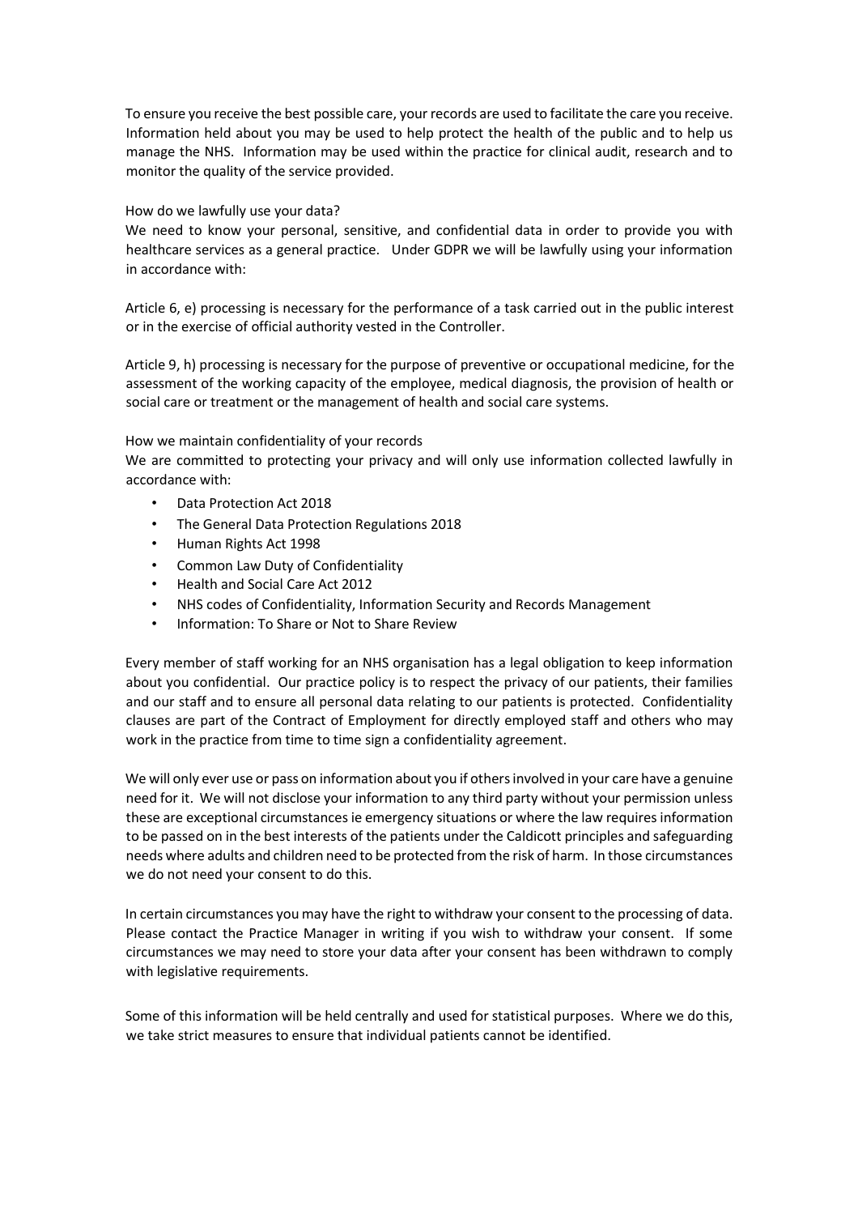To ensure you receive the best possible care, your records are used to facilitate the care you receive. Information held about you may be used to help protect the health of the public and to help us manage the NHS. Information may be used within the practice for clinical audit, research and to monitor the quality of the service provided.

How do we lawfully use your data?

We need to know your personal, sensitive, and confidential data in order to provide you with healthcare services as a general practice. Under GDPR we will be lawfully using your information in accordance with:

Article 6, e) processing is necessary for the performance of a task carried out in the public interest or in the exercise of official authority vested in the Controller.

Article 9, h) processing is necessary for the purpose of preventive or occupational medicine, for the assessment of the working capacity of the employee, medical diagnosis, the provision of health or social care or treatment or the management of health and social care systems.

How we maintain confidentiality of your records

We are committed to protecting your privacy and will only use information collected lawfully in accordance with:

- Data Protection Act 2018
- The General Data Protection Regulations 2018
- Human Rights Act 1998
- Common Law Duty of Confidentiality
- Health and Social Care Act 2012
- NHS codes of Confidentiality, Information Security and Records Management
- Information: To Share or Not to Share Review

Every member of staff working for an NHS organisation has a legal obligation to keep information about you confidential. Our practice policy is to respect the privacy of our patients, their families and our staff and to ensure all personal data relating to our patients is protected. Confidentiality clauses are part of the Contract of Employment for directly employed staff and others who may work in the practice from time to time sign a confidentiality agreement.

We will only ever use or pass on information about you if others involved in your care have a genuine need for it. We will not disclose your information to any third party without your permission unless these are exceptional circumstances ie emergency situations or where the law requires information to be passed on in the best interests of the patients under the Caldicott principles and safeguarding needs where adults and children need to be protected from the risk of harm. In those circumstances we do not need your consent to do this.

In certain circumstances you may have the right to withdraw your consent to the processing of data. Please contact the Practice Manager in writing if you wish to withdraw your consent. If some circumstances we may need to store your data after your consent has been withdrawn to comply with legislative requirements.

Some of this information will be held centrally and used for statistical purposes. Where we do this, we take strict measures to ensure that individual patients cannot be identified.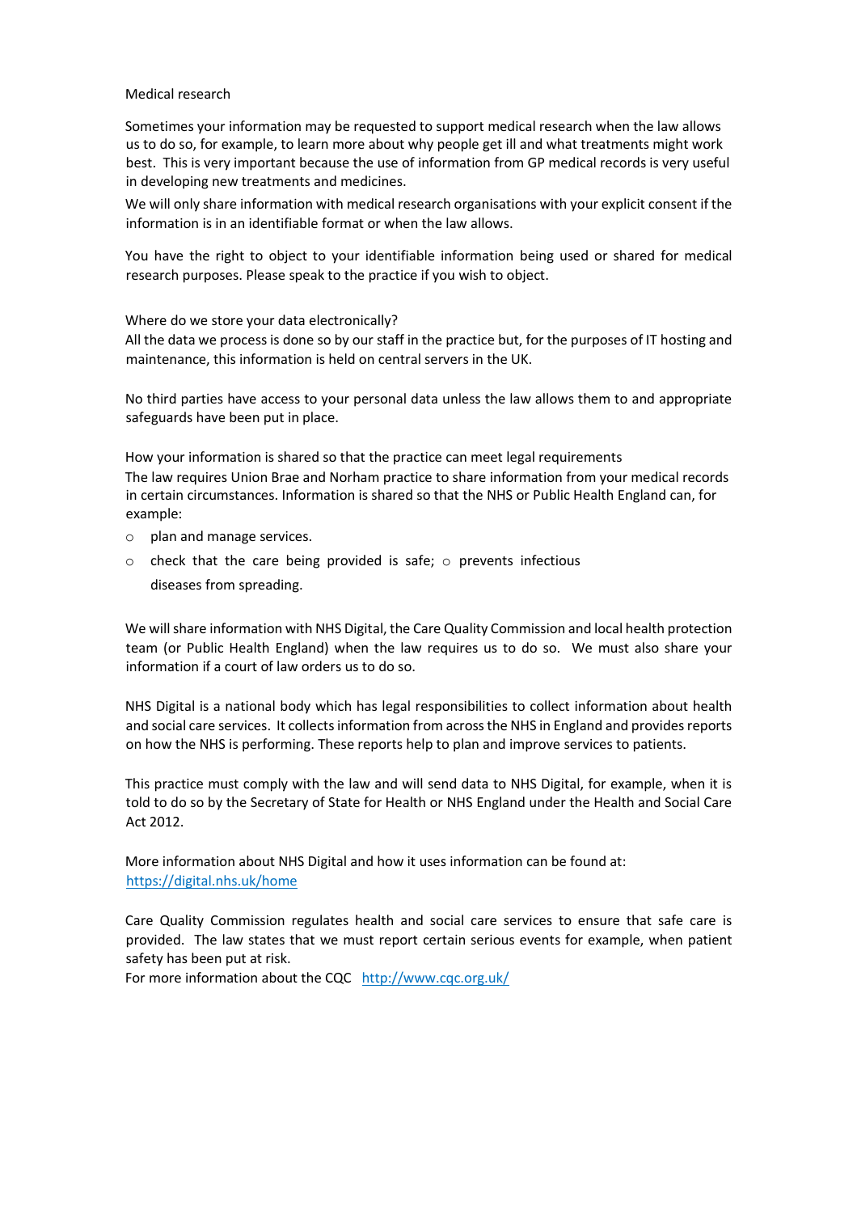## Medical research

Sometimes your information may be requested to support medical research when the law allows us to do so, for example, to learn more about why people get ill and what treatments might work best. This is very important because the use of information from GP medical records is very useful in developing new treatments and medicines.

We will only share information with medical research organisations with your explicit consent if the information is in an identifiable format or when the law allows.

You have the right to object to your identifiable information being used or shared for medical research purposes. Please speak to the practice if you wish to object.

## Where do we store your data electronically?

All the data we process is done so by our staff in the practice but, for the purposes of IT hosting and maintenance, this information is held on central servers in the UK.

No third parties have access to your personal data unless the law allows them to and appropriate safeguards have been put in place.

## How your information is shared so that the practice can meet legal requirements

The law requires Union Brae and Norham practice to share information from your medical records in certain circumstances. Information is shared so that the NHS or Public Health England can, for example:

- plan and manage services.
- check that the care being provided is safe;
- prevents infectious diseases from spreading.

We will share information with NHS Digital, the Care Quality Commission and local health protection team (or Public Health England) when the law requires us to do so. We must also share your information if a court of law orders us to do so.

NHS Digital is a national body which has legal responsibilities to collect information about health and social care services. It collects information from across the NHS in England and provides reports on how the NHS is performing. These reports help to plan and improve services to patients.

This practice must comply with the law and will send data to NHS Digital, for example, when it is told to do so by the Secretary of State for Health or NHS England under the Health and Social Care Act 2012.

More information about NHS Digital and how it uses information can be found at: https://digital.nhs.uk/home

Care Quality Commission regulates health and social care services to ensure that safe care is provided. The law states that we must report certain serious events for example, when patient safety has been put at risk.

For more information about the CQC http://www.cqc.org.uk/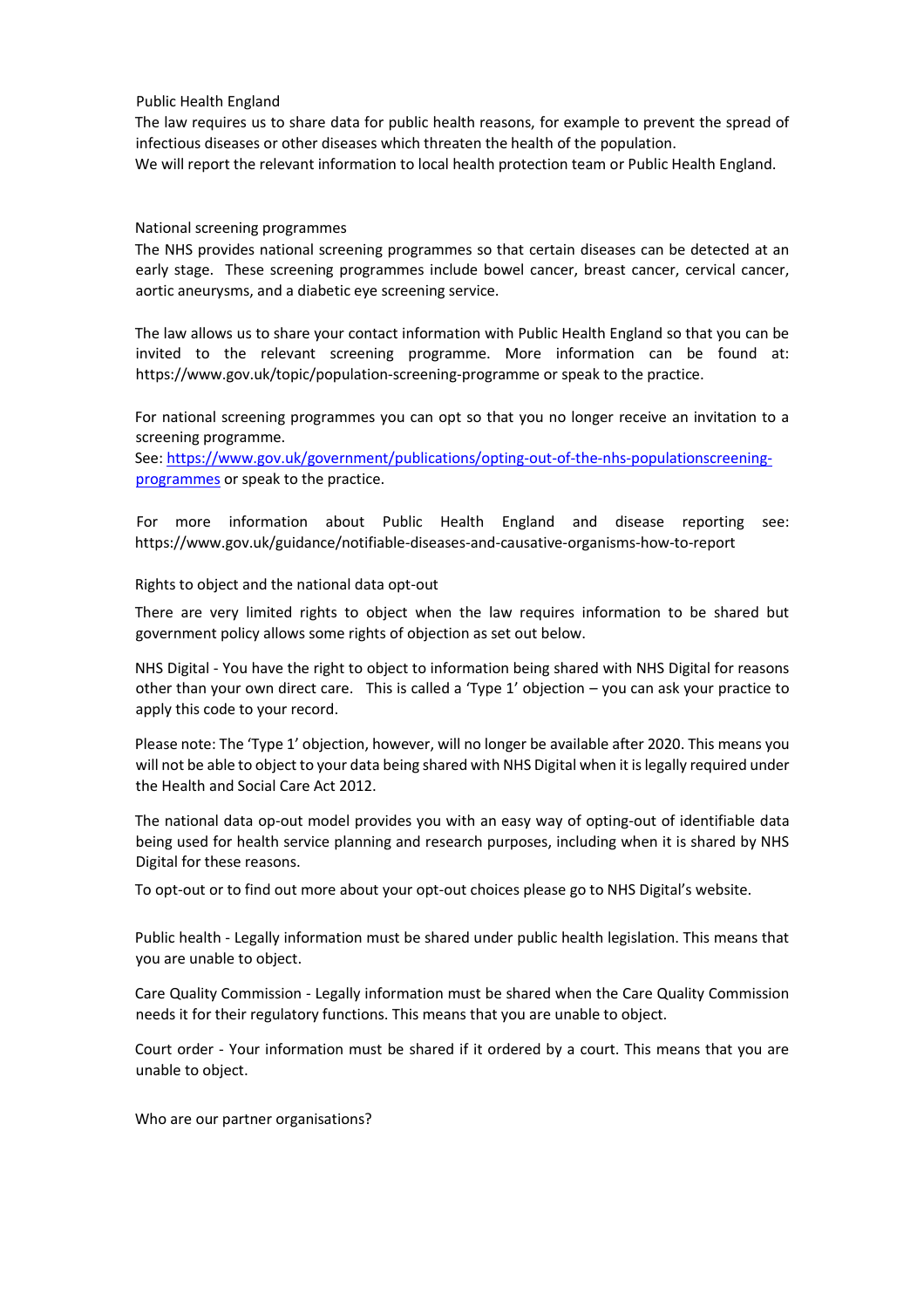## Public Health England

The law requires us to share data for public health reasons, for example to prevent the spread of infectious diseases or other diseases which threaten the health of the population.
We will report the relevant information to local health protection team or Public Health England.

## National screening programmes

The NHS provides national screening programmes so that certain diseases can be detected at an early stage. These screening programmes include bowel cancer, breast cancer, cervical cancer, aortic aneurysms, and a diabetic eye screening service.

The law allows us to share your contact information with Public Health England so that you can be invited to the relevant screening programme. More information can be found at: https://www.gov.uk/topic/population-screening-programme or speak to the practice.

For national screening programmes you can opt so that you no longer receive an invitation to a screening programme.
See: [https://www.gov.uk/government/publications/opting-out-of-the-nhs-populationscreening-programmes](https://www.gov.uk/government/publications/opting-out-of-the-nhs-populationscreening-programmes) or speak to the practice.

For more information about Public Health England and disease reporting see: https://www.gov.uk/guidance/notifiable-diseases-and-causative-organisms-how-to-report

## Rights to object and the national data opt-out

There are very limited rights to object when the law requires information to be shared but government policy allows some rights of objection as set out below.

NHS Digital - You have the right to object to information being shared with NHS Digital for reasons other than your own direct care. This is called a 'Type 1' objection – you can ask your practice to apply this code to your record.

Please note: The 'Type 1' objection, however, will no longer be available after 2020. This means you will not be able to object to your data being shared with NHS Digital when it is legally required under the Health and Social Care Act 2012.

The national data op-out model provides you with an easy way of opting-out of identifiable data being used for health service planning and research purposes, including when it is shared by NHS Digital for these reasons.

To opt-out or to find out more about your opt-out choices please go to NHS Digital's website.

Public health - Legally information must be shared under public health legislation. This means that you are unable to object.

Care Quality Commission - Legally information must be shared when the Care Quality Commission needs it for their regulatory functions. This means that you are unable to object.

Court order - Your information must be shared if it ordered by a court. This means that you are unable to object.

## Who are our partner organisations?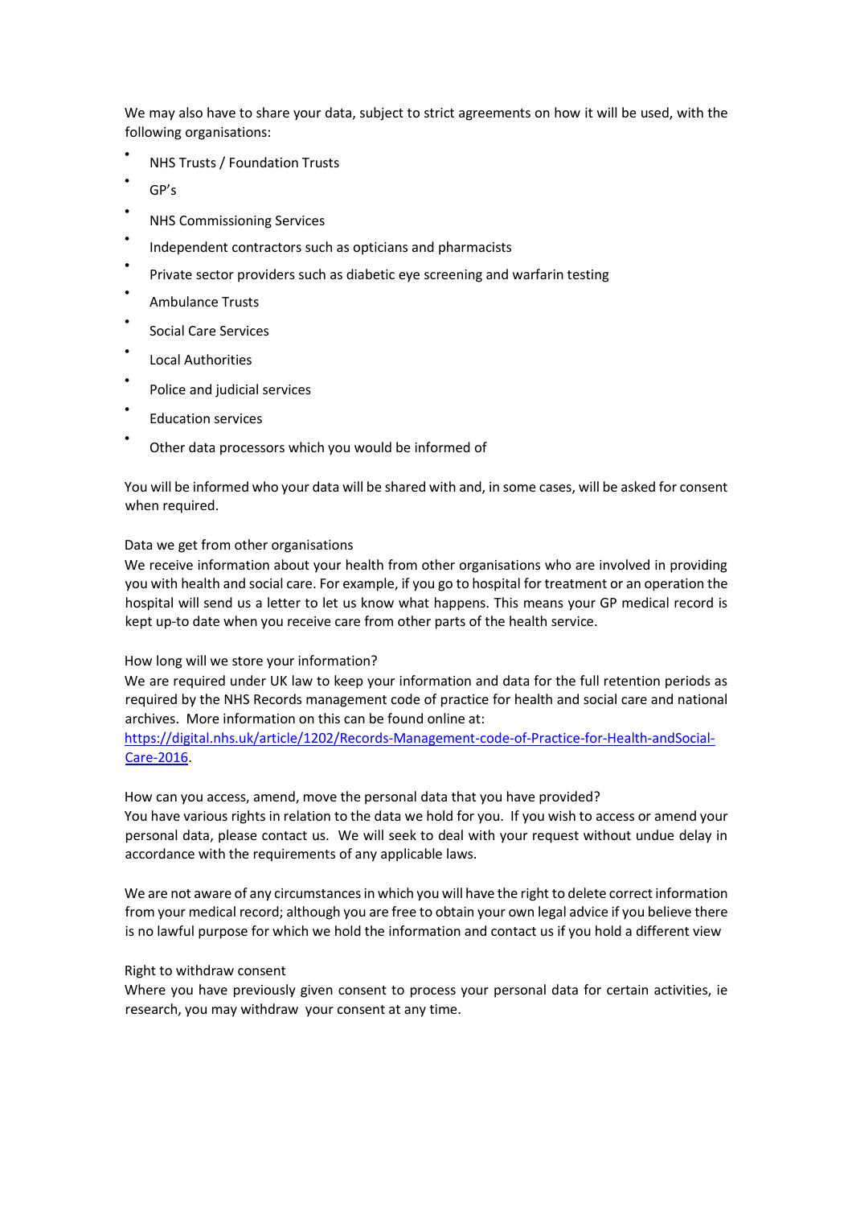We may also have to share your data, subject to strict agreements on how it will be used, with the following organisations:

- NHS Trusts / Foundation Trusts
- GP's
- NHS Commissioning Services
- Independent contractors such as opticians and pharmacists
- Private sector providers such as diabetic eye screening and warfarin testing
- Ambulance Trusts
- Social Care Services
- Local Authorities
- Police and judicial services
- Education services
- Other data processors which you would be informed of

You will be informed who your data will be shared with and, in some cases, will be asked for consent when required.

Data we get from other organisations

We receive information about your health from other organisations who are involved in providing you with health and social care. For example, if you go to hospital for treatment or an operation the hospital will send us a letter to let us know what happens. This means your GP medical record is kept up-to date when you receive care from other parts of the health service.

How long will we store your information?

We are required under UK law to keep your information and data for the full retention periods as required by the NHS Records management code of practice for health and social care and national archives. More information on this can be found online at: [https://digital.nhs.uk/article/1202/Records-Management-code-of-Practice-for-Health-andSocial-Care-2016](https://digital.nhs.uk/article/1202/Records-Management-code-of-Practice-for-Health-andSocial-Care-2016).

How can you access, amend, move the personal data that you have provided?

You have various rights in relation to the data we hold for you. If you wish to access or amend your personal data, please contact us. We will seek to deal with your request without undue delay in accordance with the requirements of any applicable laws.

We are not aware of any circumstances in which you will have the right to delete correct information from your medical record; although you are free to obtain your own legal advice if you believe there is no lawful purpose for which we hold the information and contact us if you hold a different view

Right to withdraw consent

Where you have previously given consent to process your personal data for certain activities, ie research, you may withdraw your consent at any time.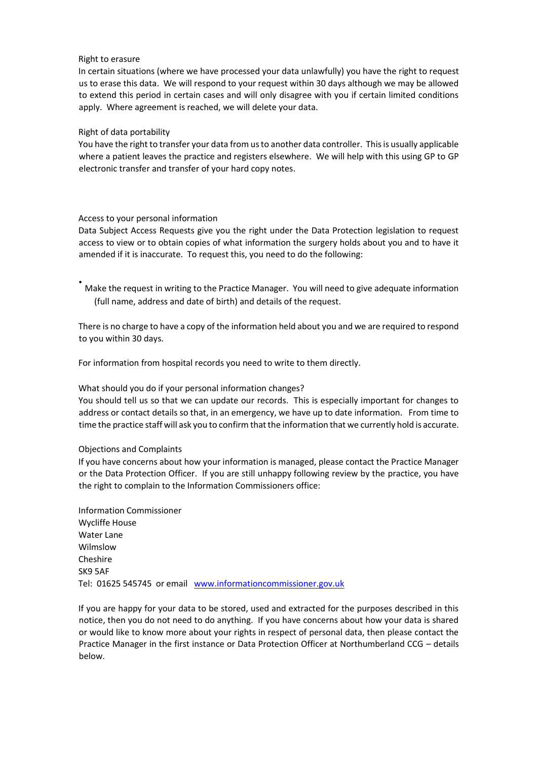### Right to erasure

In certain situations (where we have processed your data unlawfully) you have the right to request us to erase this data. We will respond to your request within 30 days although we may be allowed to extend this period in certain cases and will only disagree with you if certain limited conditions apply. Where agreement is reached, we will delete your data.

### Right of data portability

You have the right to transfer your data from us to another data controller. This is usually applicable where a patient leaves the practice and registers elsewhere. We will help with this using GP to GP electronic transfer and transfer of your hard copy notes.

### Access to your personal information

Data Subject Access Requests give you the right under the Data Protection legislation to request access to view or to obtain copies of what information the surgery holds about you and to have it amended if it is inaccurate. To request this, you need to do the following:

- Make the request in writing to the Practice Manager. You will need to give adequate information (full name, address and date of birth) and details of the request.

There is no charge to have a copy of the information held about you and we are required to respond to you within 30 days.

For information from hospital records you need to write to them directly.

### What should you do if your personal information changes?

You should tell us so that we can update our records. This is especially important for changes to address or contact details so that, in an emergency, we have up to date information. From time to time the practice staff will ask you to confirm that the information that we currently hold is accurate.

### Objections and Complaints

If you have concerns about how your information is managed, please contact the Practice Manager or the Data Protection Officer. If you are still unhappy following review by the practice, you have the right to complain to the Information Commissioners office:

Information Commissioner
Wycliffe House
Water Lane
Wilmslow
Cheshire
SK9 5AF
Tel: 01625 545745 or email [www.informationcommissioner.gov.uk](http://www.informationcommissioner.gov.uk)

If you are happy for your data to be stored, used and extracted for the purposes described in this notice, then you do not need to do anything. If you have concerns about how your data is shared or would like to know more about your rights in respect of personal data, then please contact the Practice Manager in the first instance or Data Protection Officer at Northumberland CCG – details below.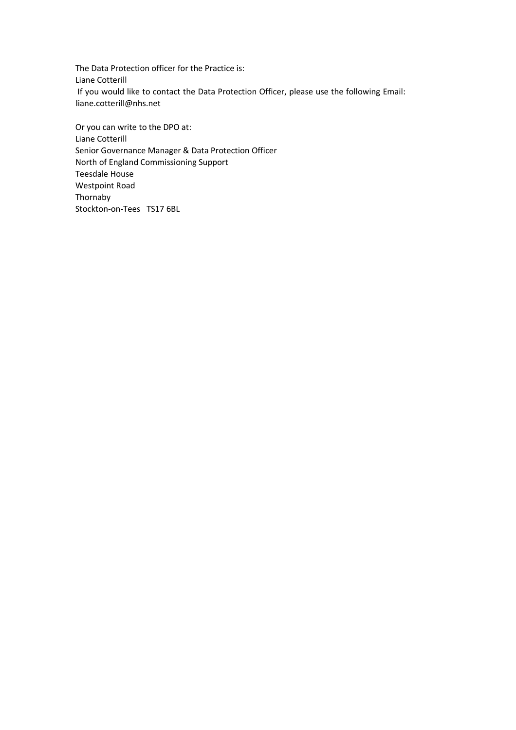The Data Protection officer for the Practice is:
Liane Cotterill
If you would like to contact the Data Protection Officer, please use the following Email:
liane.cotterill@nhs.net

Or you can write to the DPO at:
Liane Cotterill
Senior Governance Manager & Data Protection Officer
North of England Commissioning Support
Teesdale House
Westpoint Road
Thornaby
Stockton-on-Tees TS17 6BL